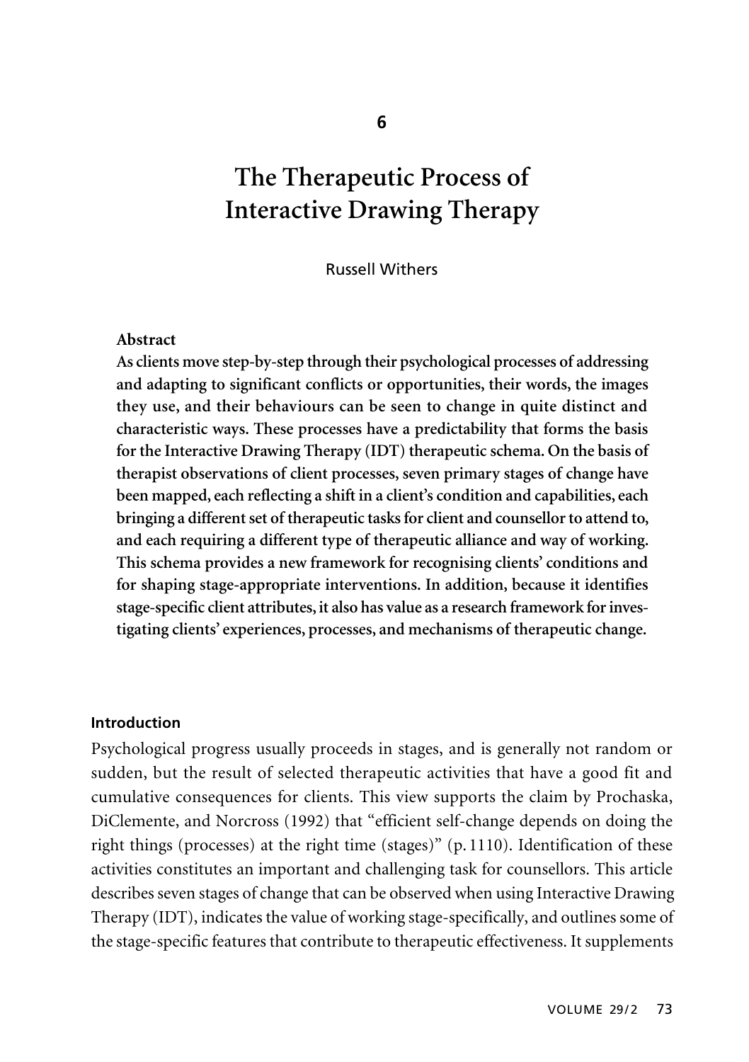6

# The Therapeutic Process of Interactive Drawing Therapy

Russell Withers

**Abstract**

**As clients move step-by-step through their psychological processes of addressing and adapting to significant conflicts or opportunities, their words, the images they use, and their behaviours can be seen to change in quite distinct and characteristic ways. These processes have a predictability that forms the basis for the Interactive Drawing Therapy (IDT) therapeutic schema. On the basis of therapist observations of client processes, seven primary stages of change have been mapped, each reflecting a shift in a client's condition and capabilities, each bringing a different set of therapeutic tasks for client and counsellor to attend to, and each requiring a different type of therapeutic alliance and way of working. This schema provides a new framework for recognising clients' conditions and for shaping stage-appropriate interventions. In addition, because it identifies stage-specific client attributes, it also has value as a research framework for investigating clients' experiences, processes, and mechanisms of therapeutic change.**

## Introduction

Psychological progress usually proceeds in stages, and is generally not random or sudden, but the result of selected therapeutic activities that have a good fit and cumulative consequences for clients. This view supports the claim by Prochaska, DiClemente, and Norcross (1992) that "efficient self-change depends on doing the right things (processes) at the right time (stages)" (p. 1110). Identification of these activities constitutes an important and challenging task for counsellors. This article describes seven stages of change that can be observed when using Interactive Drawing Therapy (IDT), indicates the value of working stage-specifically, and outlines some of the stage-specific features that contribute to therapeutic effectiveness. It supplements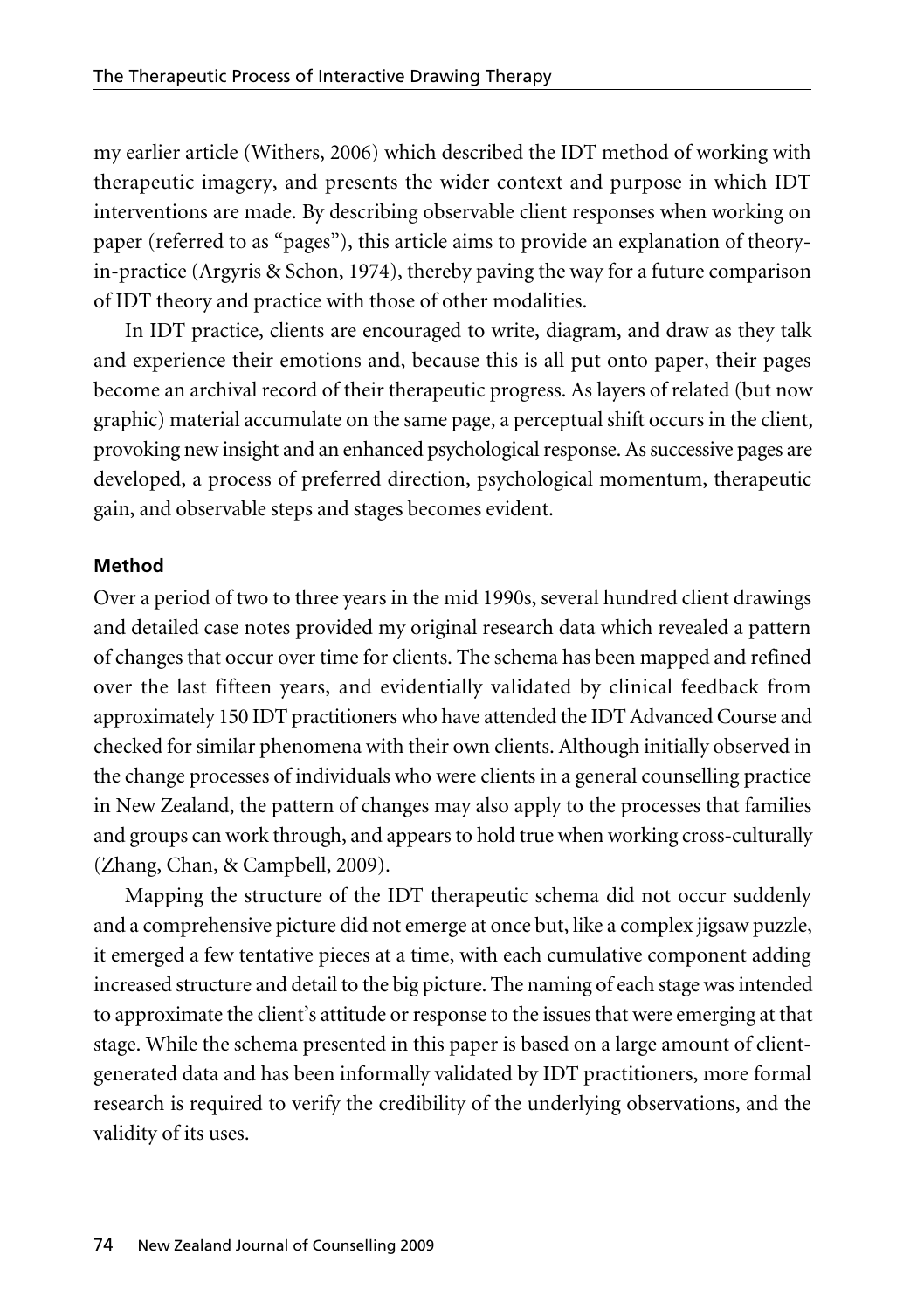my earlier article (Withers, 2006) which described the IDT method of working with therapeutic imagery, and presents the wider context and purpose in which IDT interventions are made. By describing observable client responses when working on paper (referred to as "pages"), this article aims to provide an explanation of theory-in-practice (Argyris & Schon, 1974), thereby paving the way for a future comparison of IDT theory and practice with those of other modalities.

In IDT practice, clients are encouraged to write, diagram, and draw as they talk and experience their emotions and, because this is all put onto paper, their pages become an archival record of their therapeutic progress. As layers of related (but now graphic) material accumulate on the same page, a perceptual shift occurs in the client, provoking new insight and an enhanced psychological response. As successive pages are developed, a process of preferred direction, psychological momentum, therapeutic gain, and observable steps and stages becomes evident.

**Method**

Over a period of two to three years in the mid 1990s, several hundred client drawings and detailed case notes provided my original research data which revealed a pattern of changes that occur over time for clients. The schema has been mapped and refined over the last fifteen years, and evidentially validated by clinical feedback from approximately 150 IDT practitioners who have attended the IDT Advanced Course and checked for similar phenomena with their own clients. Although initially observed in the change processes of individuals who were clients in a general counselling practice in New Zealand, the pattern of changes may also apply to the processes that families and groups can work through, and appears to hold true when working cross-culturally (Zhang, Chan, & Campbell, 2009).

Mapping the structure of the IDT therapeutic schema did not occur suddenly and a comprehensive picture did not emerge at once but, like a complex jigsaw puzzle, it emerged a few tentative pieces at a time, with each cumulative component adding increased structure and detail to the big picture. The naming of each stage was intended to approximate the client's attitude or response to the issues that were emerging at that stage. While the schema presented in this paper is based on a large amount of client-generated data and has been informally validated by IDT practitioners, more formal research is required to verify the credibility of the underlying observations, and the validity of its uses.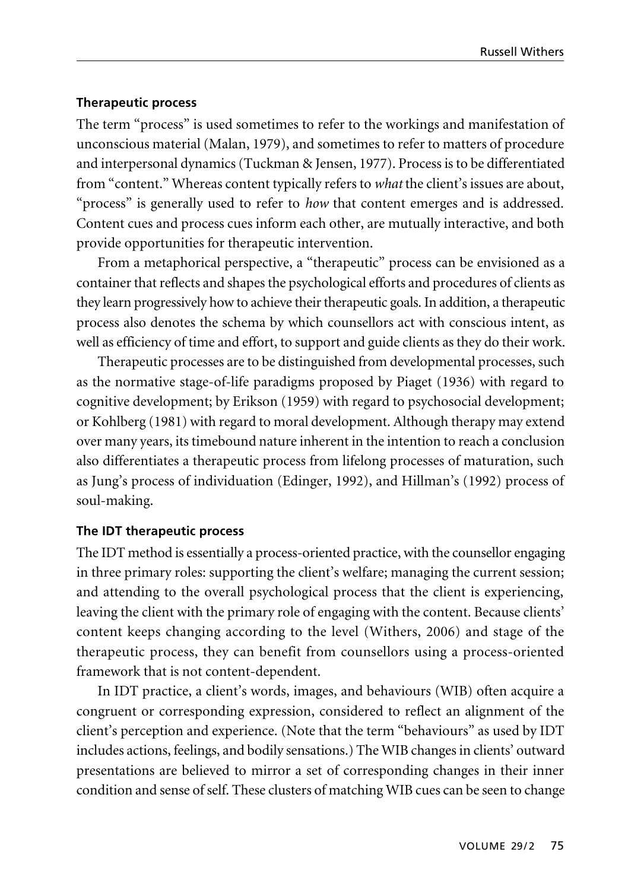### Therapeutic process

The term "process" is used sometimes to refer to the workings and manifestation of unconscious material (Malan, 1979), and sometimes to refer to matters of procedure and interpersonal dynamics (Tuckman & Jensen, 1977). Process is to be differentiated from "content." Whereas content typically refers to *what* the client's issues are about, "process" is generally used to refer to *how* that content emerges and is addressed. Content cues and process cues inform each other, are mutually interactive, and both provide opportunities for therapeutic intervention.

From a metaphorical perspective, a "therapeutic" process can be envisioned as a container that reflects and shapes the psychological efforts and procedures of clients as they learn progressively how to achieve their therapeutic goals. In addition, a therapeutic process also denotes the schema by which counsellors act with conscious intent, as well as efficiency of time and effort, to support and guide clients as they do their work.

Therapeutic processes are to be distinguished from developmental processes, such as the normative stage-of-life paradigms proposed by Piaget (1936) with regard to cognitive development; by Erikson (1959) with regard to psychosocial development; or Kohlberg (1981) with regard to moral development. Although therapy may extend over many years, its timebound nature inherent in the intention to reach a conclusion also differentiates a therapeutic process from lifelong processes of maturation, such as Jung's process of individuation (Edinger, 1992), and Hillman's (1992) process of soul-making.

### The IDT therapeutic process

The IDT method is essentially a process-oriented practice, with the counsellor engaging in three primary roles: supporting the client's welfare; managing the current session; and attending to the overall psychological process that the client is experiencing, leaving the client with the primary role of engaging with the content. Because clients' content keeps changing according to the level (Withers, 2006) and stage of the therapeutic process, they can benefit from counsellors using a process-oriented framework that is not content-dependent.

In IDT practice, a client's words, images, and behaviours (WIB) often acquire a congruent or corresponding expression, considered to reflect an alignment of the client's perception and experience. (Note that the term "behaviours" as used by IDT includes actions, feelings, and bodily sensations.) The WIB changes in clients' outward presentations are believed to mirror a set of corresponding changes in their inner condition and sense of self. These clusters of matching WIB cues can be seen to change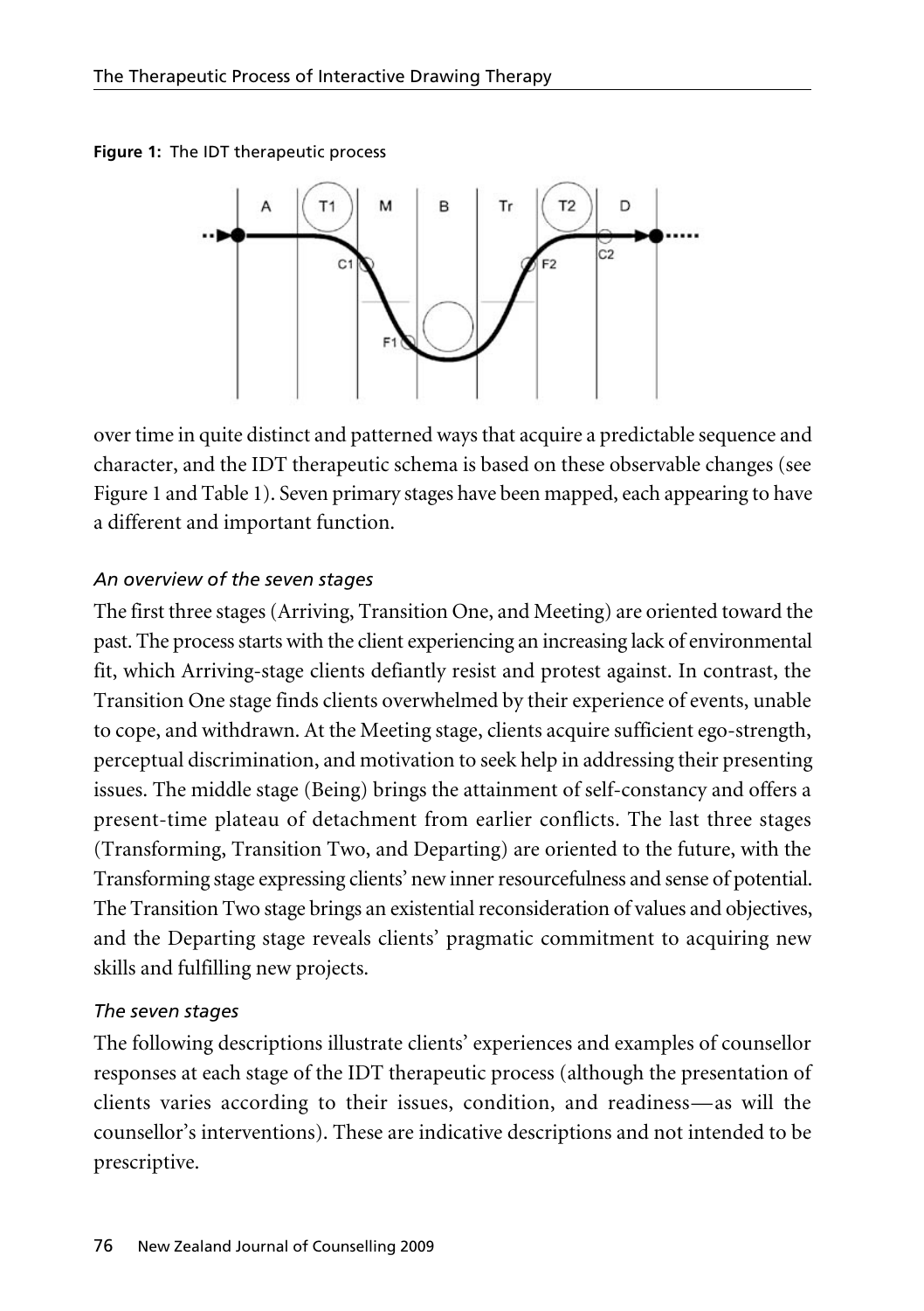**Figure 1:** The IDT therapeutic process

over time in quite distinct and patterned ways that acquire a predictable sequence and character, and the IDT therapeutic schema is based on these observable changes (see Figure 1 and Table 1). Seven primary stages have been mapped, each appearing to have a different and important function.

### *An overview of the seven stages*

The first three stages (Arriving, Transition One, and Meeting) are oriented toward the past. The process starts with the client experiencing an increasing lack of environmental fit, which Arriving-stage clients defiantly resist and protest against. In contrast, the Transition One stage finds clients overwhelmed by their experience of events, unable to cope, and withdrawn. At the Meeting stage, clients acquire sufficient ego-strength, perceptual discrimination, and motivation to seek help in addressing their presenting issues. The middle stage (Being) brings the attainment of self-constancy and offers a present-time plateau of detachment from earlier conflicts. The last three stages (Transforming, Transition Two, and Departing) are oriented to the future, with the Transforming stage expressing clients' new inner resourcefulness and sense of potential. The Transition Two stage brings an existential reconsideration of values and objectives, and the Departing stage reveals clients' pragmatic commitment to acquiring new skills and fulfilling new projects.

### *The seven stages*

The following descriptions illustrate clients' experiences and examples of counsellor responses at each stage of the IDT therapeutic process (although the presentation of clients varies according to their issues, condition, and readiness—as will the counsellor's interventions). These are indicative descriptions and not intended to be prescriptive.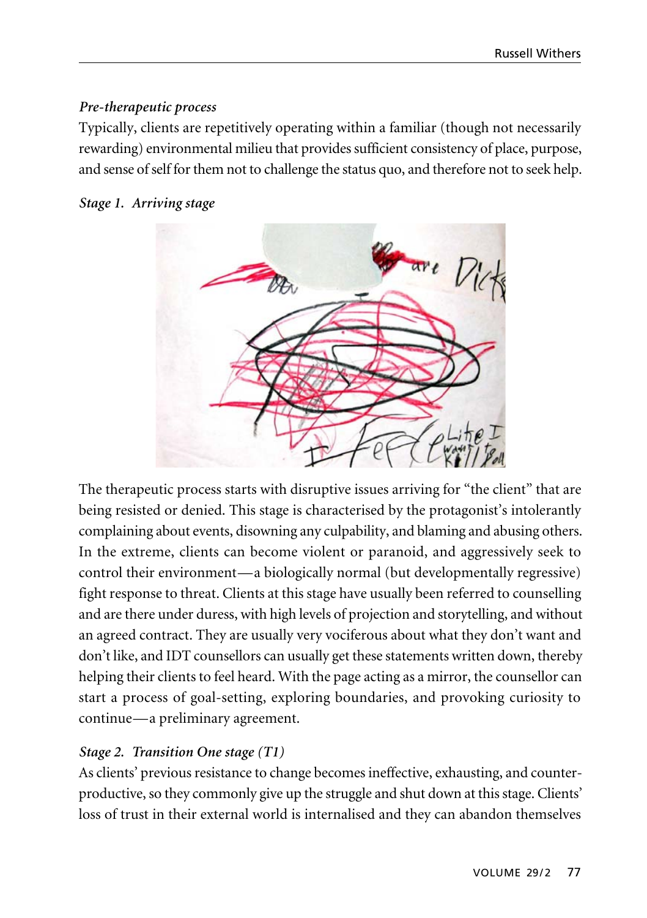*Pre-therapeutic process*

Typically, clients are repetitively operating within a familiar (though not necessarily rewarding) environmental milieu that provides sufficient consistency of place, purpose, and sense of self for them not to challenge the status quo, and therefore not to seek help.

*Stage 1. Arriving stage*

The therapeutic process starts with disruptive issues arriving for "the client" that are being resisted or denied. This stage is characterised by the protagonist's intolerantly complaining about events, disowning any culpability, and blaming and abusing others. In the extreme, clients can become violent or paranoid, and aggressively seek to control their environment—a biologically normal (but developmentally regressive) fight response to threat. Clients at this stage have usually been referred to counselling and are there under duress, with high levels of projection and storytelling, and without an agreed contract. They are usually very vociferous about what they don't want and don't like, and IDT counsellors can usually get these statements written down, thereby helping their clients to feel heard. With the page acting as a mirror, the counsellor can start a process of goal-setting, exploring boundaries, and provoking curiosity to continue—a preliminary agreement.

*Stage 2. Transition One stage (T1)*

As clients' previous resistance to change becomes ineffective, exhausting, and counter-productive, so they commonly give up the struggle and shut down at this stage. Clients' loss of trust in their external world is internalised and they can abandon themselves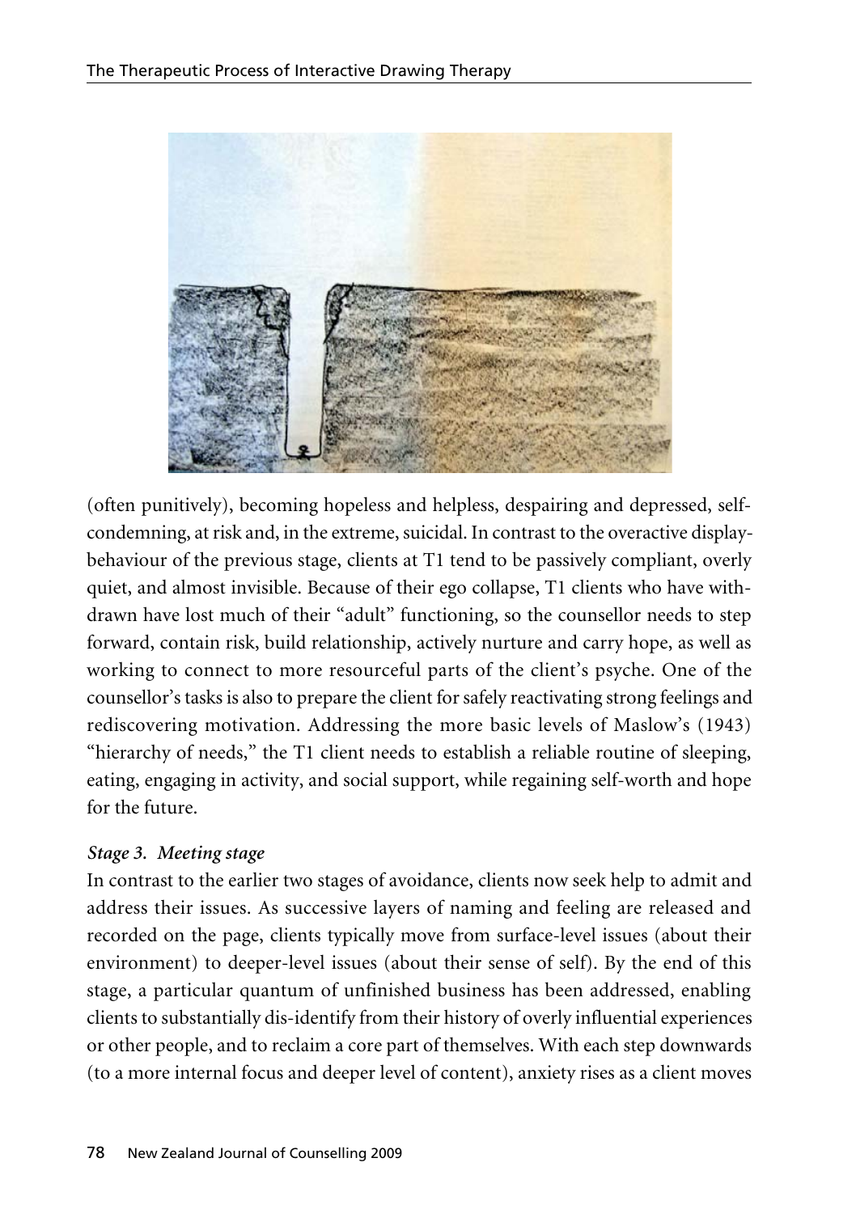(often punitively), becoming hopeless and helpless, despairing and depressed, self-condemning, at risk and, in the extreme, suicidal. In contrast to the overactive display-behaviour of the previous stage, clients at T1 tend to be passively compliant, overly quiet, and almost invisible. Because of their ego collapse, T1 clients who have withdrawn have lost much of their "adult" functioning, so the counsellor needs to step forward, contain risk, build relationship, actively nurture and carry hope, as well as working to connect to more resourceful parts of the client's psyche. One of the counsellor's tasks is also to prepare the client for safely reactivating strong feelings and rediscovering motivation. Addressing the more basic levels of Maslow's (1943) "hierarchy of needs," the T1 client needs to establish a reliable routine of sleeping, eating, engaging in activity, and social support, while regaining self-worth and hope for the future.

***Stage 3. Meeting stage***

In contrast to the earlier two stages of avoidance, clients now seek help to admit and address their issues. As successive layers of naming and feeling are released and recorded on the page, clients typically move from surface-level issues (about their environment) to deeper-level issues (about their sense of self). By the end of this stage, a particular quantum of unfinished business has been addressed, enabling clients to substantially dis-identify from their history of overly influential experiences or other people, and to reclaim a core part of themselves. With each step downwards (to a more internal focus and deeper level of content), anxiety rises as a client moves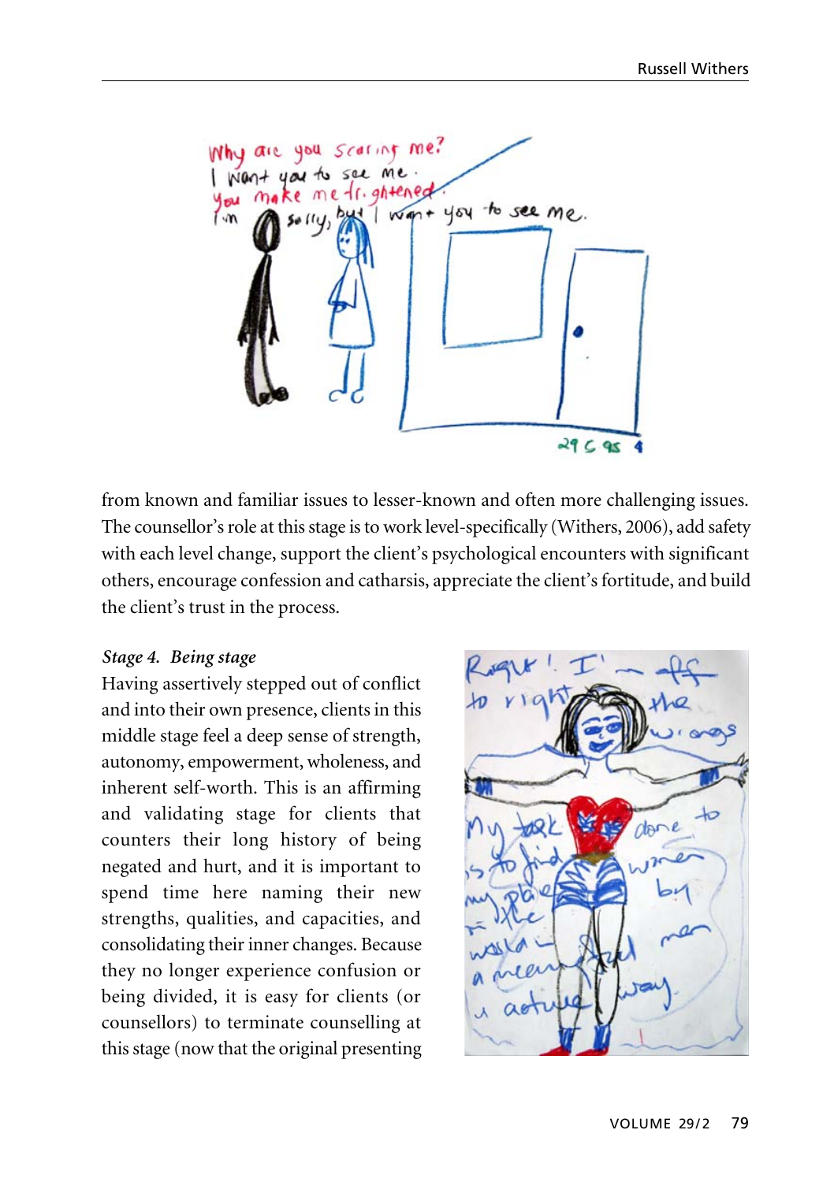from known and familiar issues to lesser-known and often more challenging issues. The counsellor's role at this stage is to work level-specifically (Withers, 2006), add safety with each level change, support the client's psychological encounters with significant others, encourage confession and catharsis, appreciate the client's fortitude, and build the client's trust in the process.

*Stage 4. Being stage*

Having assertively stepped out of conflict and into their own presence, clients in this middle stage feel a deep sense of strength, autonomy, empowerment, wholeness, and inherent self-worth. This is an affirming and validating stage for clients that counters their long history of being negated and hurt, and it is important to spend time here naming their new strengths, qualities, and capacities, and consolidating their inner changes. Because they no longer experience confusion or being divided, it is easy for clients (or counsellors) to terminate counselling at this stage (now that the original presenting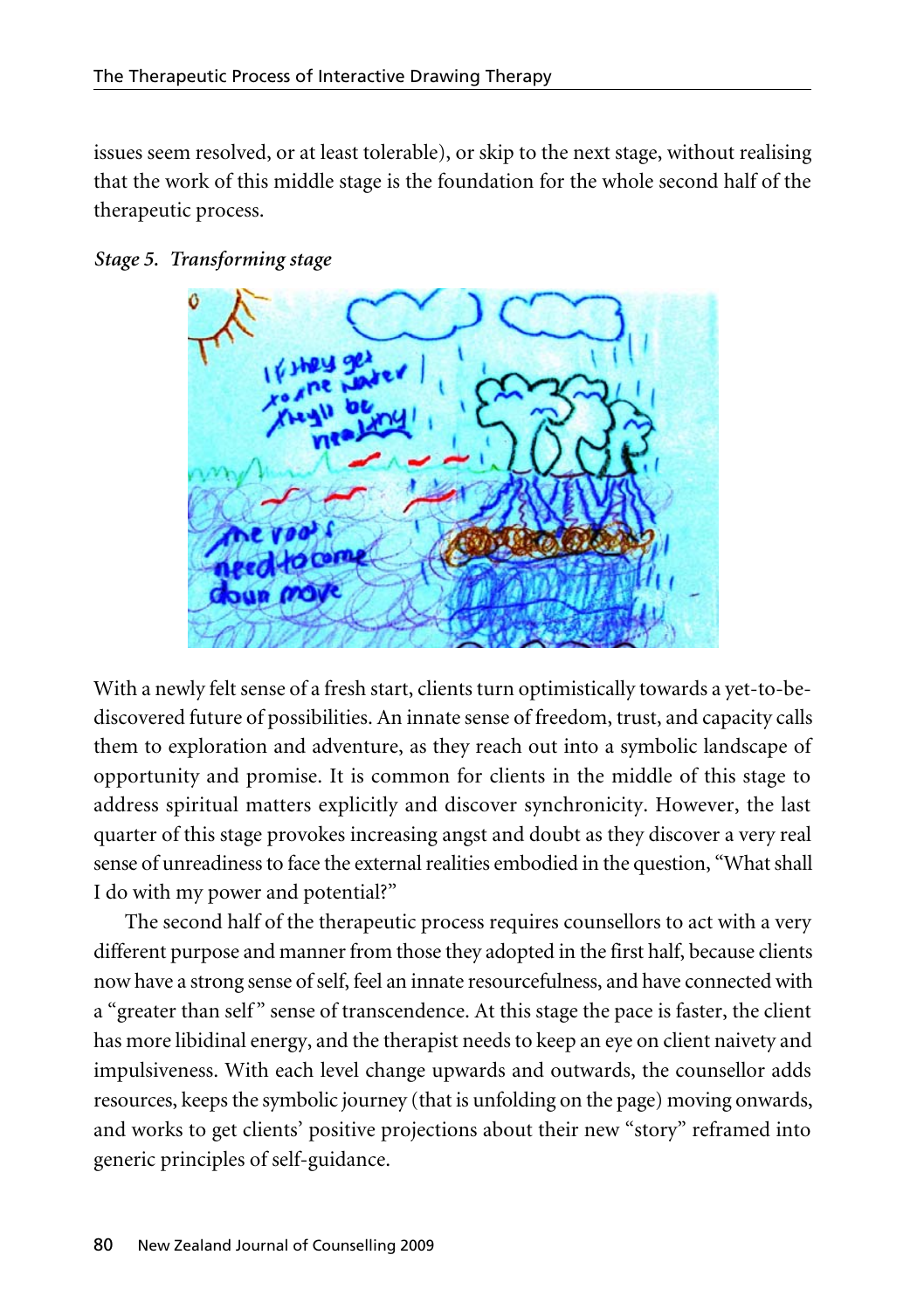issues seem resolved, or at least tolerable), or skip to the next stage, without realising that the work of this middle stage is the foundation for the whole second half of the therapeutic process.

*Stage 5. Transforming stage*

With a newly felt sense of a fresh start, clients turn optimistically towards a yet-to-be-discovered future of possibilities. An innate sense of freedom, trust, and capacity calls them to exploration and adventure, as they reach out into a symbolic landscape of opportunity and promise. It is common for clients in the middle of this stage to address spiritual matters explicitly and discover synchronicity. However, the last quarter of this stage provokes increasing angst and doubt as they discover a very real sense of unreadiness to face the external realities embodied in the question, "What shall I do with my power and potential?"

The second half of the therapeutic process requires counsellors to act with a very different purpose and manner from those they adopted in the first half, because clients now have a strong sense of self, feel an innate resourcefulness, and have connected with a "greater than self" sense of transcendence. At this stage the pace is faster, the client has more libidinal energy, and the therapist needs to keep an eye on client naivety and impulsiveness. With each level change upwards and outwards, the counsellor adds resources, keeps the symbolic journey (that is unfolding on the page) moving onwards, and works to get clients' positive projections about their new "story" reframed into generic principles of self-guidance.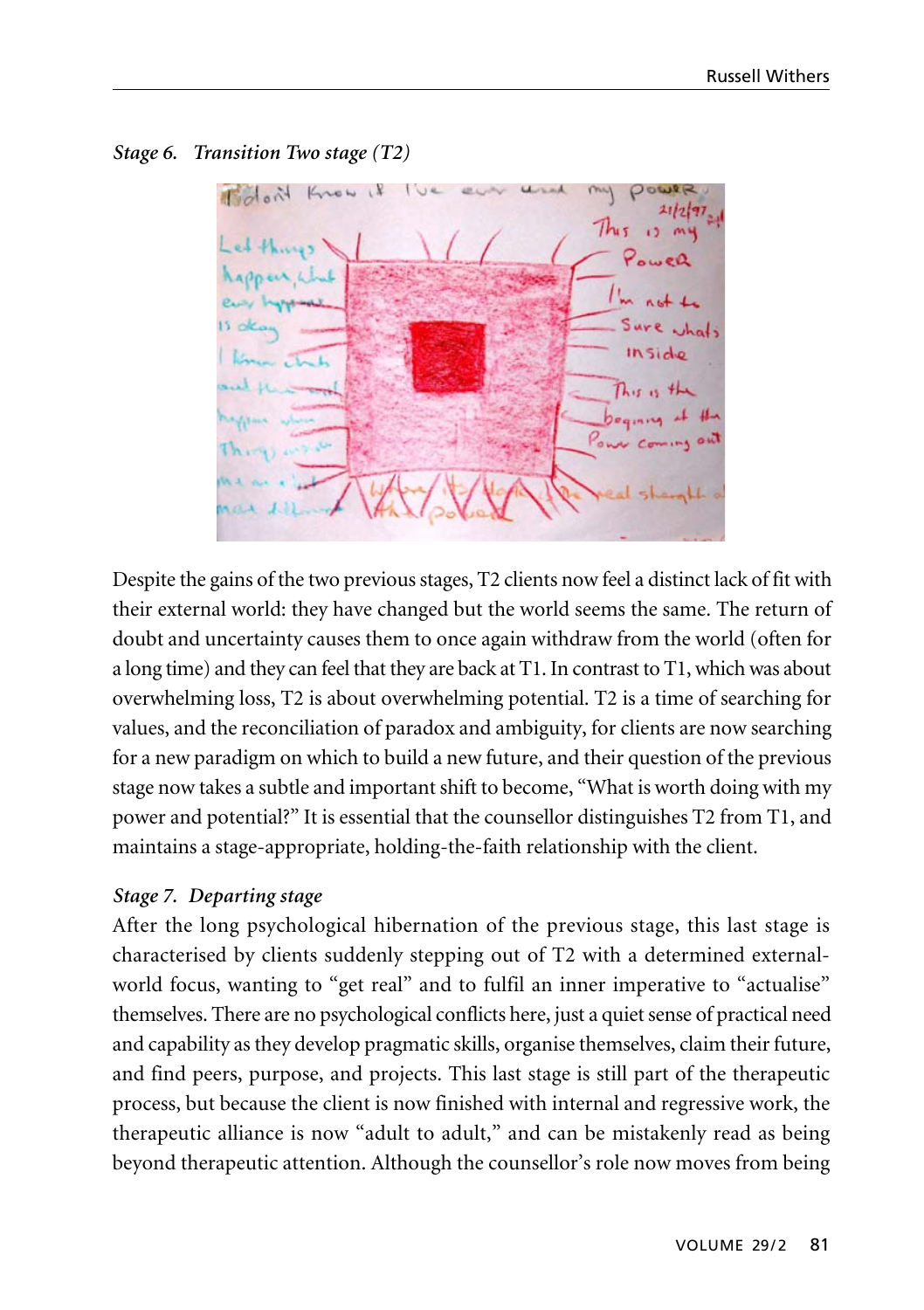*Stage 6. Transition Two stage (T2)*

Despite the gains of the two previous stages, T2 clients now feel a distinct lack of fit with their external world: they have changed but the world seems the same. The return of doubt and uncertainty causes them to once again withdraw from the world (often for a long time) and they can feel that they are back at T1. In contrast to T1, which was about overwhelming loss, T2 is about overwhelming potential. T2 is a time of searching for values, and the reconciliation of paradox and ambiguity, for clients are now searching for a new paradigm on which to build a new future, and their question of the previous stage now takes a subtle and important shift to become, "What is worth doing with my power and potential?" It is essential that the counsellor distinguishes T2 from T1, and maintains a stage-appropriate, holding-the-faith relationship with the client.

*Stage 7. Departing stage*

After the long psychological hibernation of the previous stage, this last stage is characterised by clients suddenly stepping out of T2 with a determined external-world focus, wanting to "get real" and to fulfil an inner imperative to "actualise" themselves. There are no psychological conflicts here, just a quiet sense of practical need and capability as they develop pragmatic skills, organise themselves, claim their future, and find peers, purpose, and projects. This last stage is still part of the therapeutic process, but because the client is now finished with internal and regressive work, the therapeutic alliance is now "adult to adult," and can be mistakenly read as being beyond therapeutic attention. Although the counsellor's role now moves from being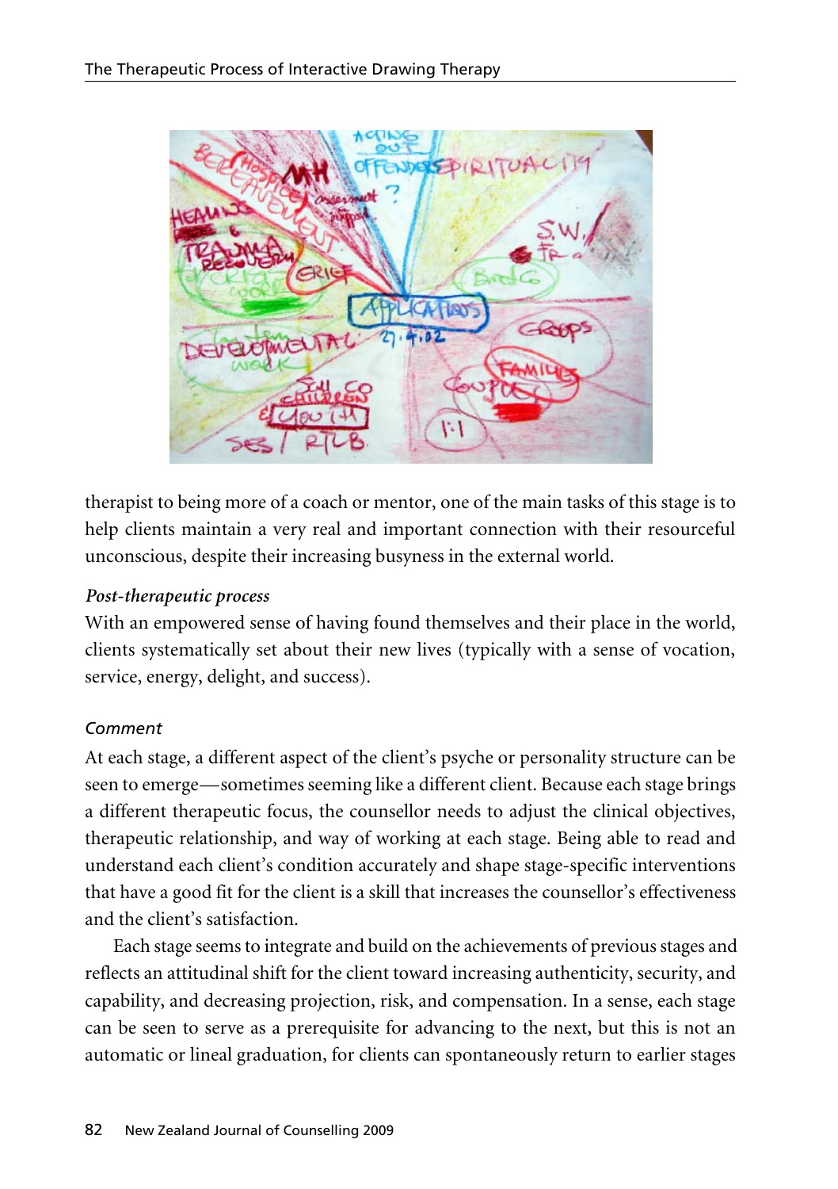therapist to being more of a coach or mentor, one of the main tasks of this stage is to help clients maintain a very real and important connection with their resourceful unconscious, despite their increasing busyness in the external world.

*Post-therapeutic process*

With an empowered sense of having found themselves and their place in the world, clients systematically set about their new lives (typically with a sense of vocation, service, energy, delight, and success).

*Comment*

At each stage, a different aspect of the client's psyche or personality structure can be seen to emerge—sometimes seeming like a different client. Because each stage brings a different therapeutic focus, the counsellor needs to adjust the clinical objectives, therapeutic relationship, and way of working at each stage. Being able to read and understand each client's condition accurately and shape stage-specific interventions that have a good fit for the client is a skill that increases the counsellor's effectiveness and the client's satisfaction.

Each stage seems to integrate and build on the achievements of previous stages and reflects an attitudinal shift for the client toward increasing authenticity, security, and capability, and decreasing projection, risk, and compensation. In a sense, each stage can be seen to serve as a prerequisite for advancing to the next, but this is not an automatic or lineal graduation, for clients can spontaneously return to earlier stages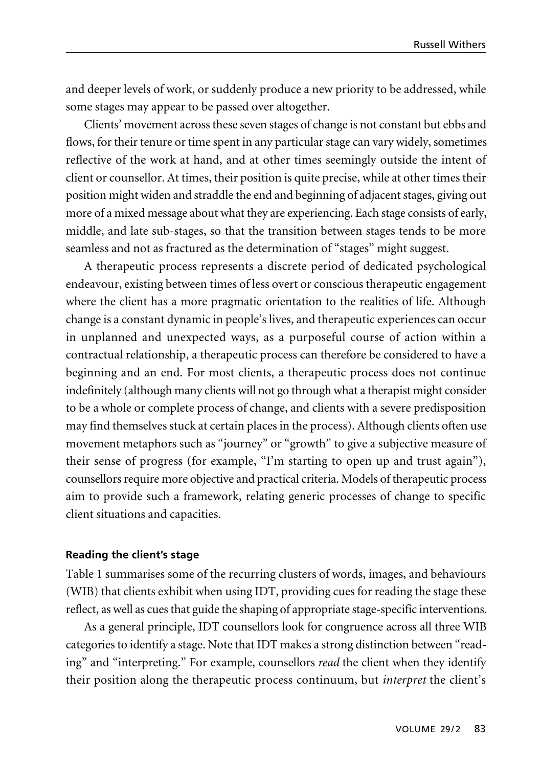and deeper levels of work, or suddenly produce a new priority to be addressed, while some stages may appear to be passed over altogether.

Clients' movement across these seven stages of change is not constant but ebbs and flows, for their tenure or time spent in any particular stage can vary widely, sometimes reflective of the work at hand, and at other times seemingly outside the intent of client or counsellor. At times, their position is quite precise, while at other times their position might widen and straddle the end and beginning of adjacent stages, giving out more of a mixed message about what they are experiencing. Each stage consists of early, middle, and late sub-stages, so that the transition between stages tends to be more seamless and not as fractured as the determination of "stages" might suggest.

A therapeutic process represents a discrete period of dedicated psychological endeavour, existing between times of less overt or conscious therapeutic engagement where the client has a more pragmatic orientation to the realities of life. Although change is a constant dynamic in people's lives, and therapeutic experiences can occur in unplanned and unexpected ways, as a purposeful course of action within a contractual relationship, a therapeutic process can therefore be considered to have a beginning and an end. For most clients, a therapeutic process does not continue indefinitely (although many clients will not go through what a therapist might consider to be a whole or complete process of change, and clients with a severe predisposition may find themselves stuck at certain places in the process). Although clients often use movement metaphors such as "journey" or "growth" to give a subjective measure of their sense of progress (for example, "I'm starting to open up and trust again"), counsellors require more objective and practical criteria. Models of therapeutic process aim to provide such a framework, relating generic processes of change to specific client situations and capacities.

### Reading the client's stage

Table 1 summarises some of the recurring clusters of words, images, and behaviours (WIB) that clients exhibit when using IDT, providing cues for reading the stage these reflect, as well as cues that guide the shaping of appropriate stage-specific interventions.

As a general principle, IDT counsellors look for congruence across all three WIB categories to identify a stage. Note that IDT makes a strong distinction between "reading" and "interpreting." For example, counsellors *read* the client when they identify their position along the therapeutic process continuum, but *interpret* the client's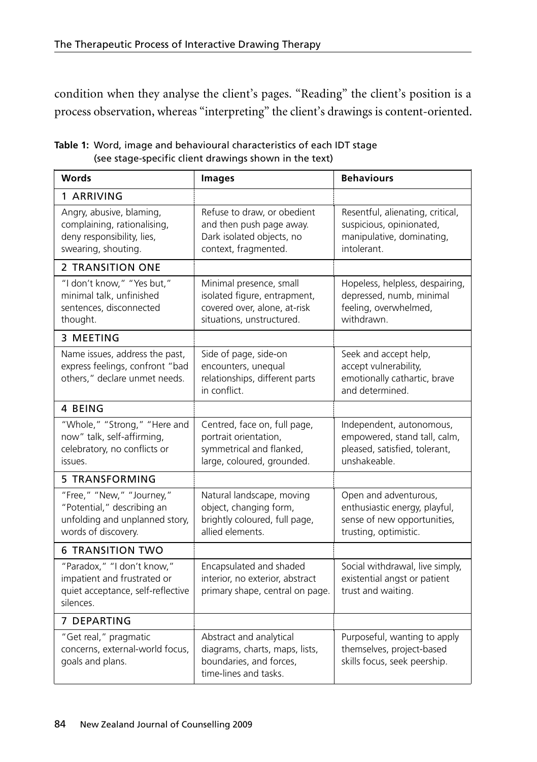condition when they analyse the client's pages. "Reading" the client's position is a process observation, whereas "interpreting" the client's drawings is content-oriented.

**Table 1:** Word, image and behavioural characteristics of each IDT stage (see stage-specific client drawings shown in the text)

| Words | Images | Behaviours |
|---|---|---|
| 1 ARRIVING | | |
| Angry, abusive, blaming, complaining, rationalising, deny responsibility, lies, swearing, shouting. | Refuse to draw, or obedient and then push page away. Dark isolated objects, no context, fragmented. | Resentful, alienating, critical, suspicious, opinionated, manipulative, dominating, intolerant. |
| 2 TRANSITION ONE | | |
| "I don't know," "Yes but," minimal talk, unfinished sentences, disconnected thought. | Minimal presence, small isolated figure, entrapment, covered over, alone, at-risk situations, unstructured. | Hopeless, helpless, despairing, depressed, numb, minimal feeling, overwhelmed, withdrawn. |
| 3 MEETING | | |
| Name issues, address the past, express feelings, confront "bad others," declare unmet needs. | Side of page, side-on encounters, unequal relationships, different parts in conflict. | Seek and accept help, accept vulnerability, emotionally cathartic, brave and determined. |
| 4 BEING | | |
| "Whole," "Strong," "Here and now" talk, self-affirming, celebratory, no conflicts or issues. | Centred, face on, full page, portrait orientation, symmetrical and flanked, large, coloured, grounded. | Independent, autonomous, empowered, stand tall, calm, pleased, satisfied, tolerant, unshakeable. |
| 5 TRANSFORMING | | |
| "Free," "New," "Journey," "Potential," describing an unfolding and unplanned story, words of discovery. | Natural landscape, moving object, changing form, brightly coloured, full page, allied elements. | Open and adventurous, enthusiastic energy, playful, sense of new opportunities, trusting, optimistic. |
| 6 TRANSITION TWO | | |
| "Paradox," "I don't know," impatient and frustrated or quiet acceptance, self-reflective silences. | Encapsulated and shaded interior, no exterior, abstract primary shape, central on page. | Social withdrawal, live simply, existential angst or patient trust and waiting. |
| 7 DEPARTING | | |
| "Get real," pragmatic concerns, external-world focus, goals and plans. | Abstract and analytical diagrams, charts, maps, lists, boundaries, and forces, time-lines and tasks. | Purposeful, wanting to apply themselves, project-based skills focus, seek peership. |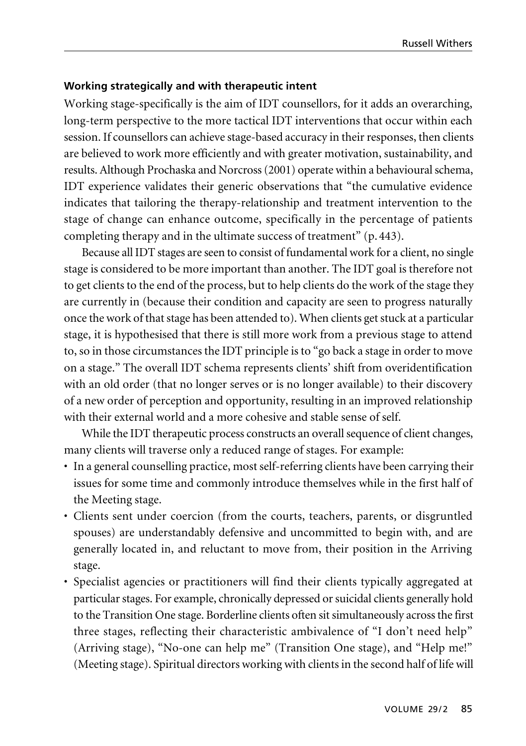**Working strategically and with therapeutic intent**

Working stage-specifically is the aim of IDT counsellors, for it adds an overarching, long-term perspective to the more tactical IDT interventions that occur within each session. If counsellors can achieve stage-based accuracy in their responses, then clients are believed to work more efficiently and with greater motivation, sustainability, and results. Although Prochaska and Norcross (2001) operate within a behavioural schema, IDT experience validates their generic observations that "the cumulative evidence indicates that tailoring the therapy-relationship and treatment intervention to the stage of change can enhance outcome, specifically in the percentage of patients completing therapy and in the ultimate success of treatment" (p. 443).

Because all IDT stages are seen to consist of fundamental work for a client, no single stage is considered to be more important than another. The IDT goal is therefore not to get clients to the end of the process, but to help clients do the work of the stage they are currently in (because their condition and capacity are seen to progress naturally once the work of that stage has been attended to). When clients get stuck at a particular stage, it is hypothesised that there is still more work from a previous stage to attend to, so in those circumstances the IDT principle is to "go back a stage in order to move on a stage." The overall IDT schema represents clients' shift from overidentification with an old order (that no longer serves or is no longer available) to their discovery of a new order of perception and opportunity, resulting in an improved relationship with their external world and a more cohesive and stable sense of self.

While the IDT therapeutic process constructs an overall sequence of client changes, many clients will traverse only a reduced range of stages. For example:

- In a general counselling practice, most self-referring clients have been carrying their issues for some time and commonly introduce themselves while in the first half of the Meeting stage.
- Clients sent under coercion (from the courts, teachers, parents, or disgruntled spouses) are understandably defensive and uncommitted to begin with, and are generally located in, and reluctant to move from, their position in the Arriving stage.
- Specialist agencies or practitioners will find their clients typically aggregated at particular stages. For example, chronically depressed or suicidal clients generally hold to the Transition One stage. Borderline clients often sit simultaneously across the first three stages, reflecting their characteristic ambivalence of "I don't need help" (Arriving stage), "No-one can help me" (Transition One stage), and "Help me!" (Meeting stage). Spiritual directors working with clients in the second half of life will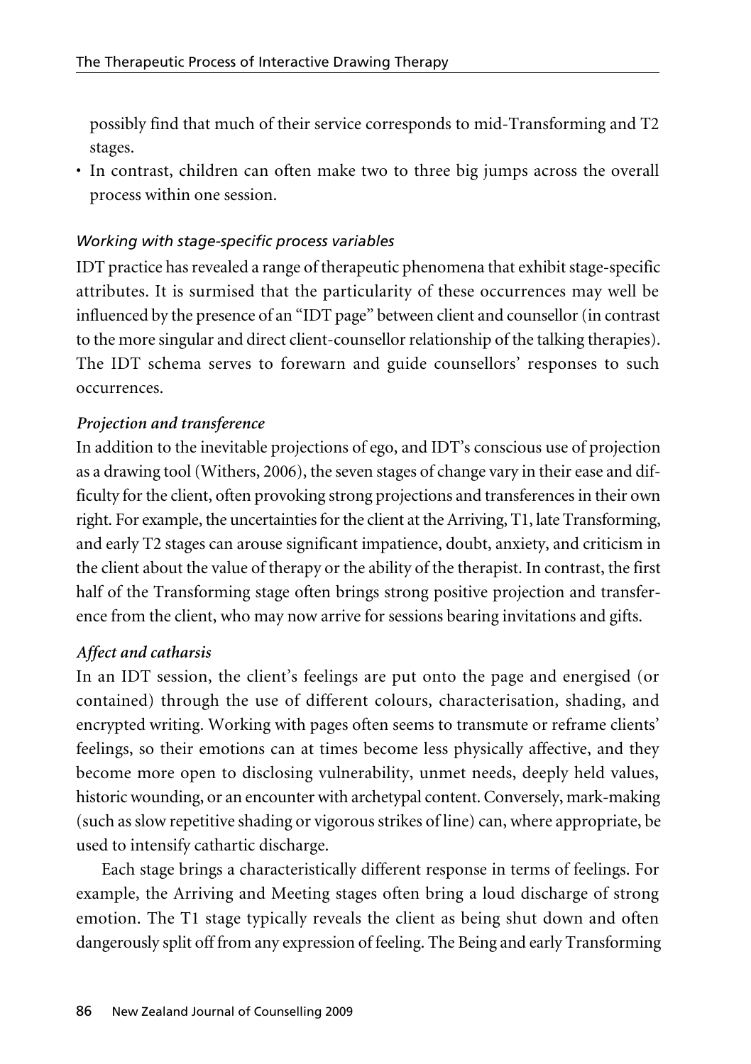possibly find that much of their service corresponds to mid-Transforming and T2 stages.

- In contrast, children can often make two to three big jumps across the overall process within one session.

### *Working with stage-specific process variables*

IDT practice has revealed a range of therapeutic phenomena that exhibit stage-specific attributes. It is surmised that the particularity of these occurrences may well be influenced by the presence of an "IDT page" between client and counsellor (in contrast to the more singular and direct client-counsellor relationship of the talking therapies). The IDT schema serves to forewarn and guide counsellors' responses to such occurrences.

#### ***Projection and transference***

In addition to the inevitable projections of ego, and IDT's conscious use of projection as a drawing tool (Withers, 2006), the seven stages of change vary in their ease and difficulty for the client, often provoking strong projections and transferences in their own right. For example, the uncertainties for the client at the Arriving, T1, late Transforming, and early T2 stages can arouse significant impatience, doubt, anxiety, and criticism in the client about the value of therapy or the ability of the therapist. In contrast, the first half of the Transforming stage often brings strong positive projection and transference from the client, who may now arrive for sessions bearing invitations and gifts.

#### ***Affect and catharsis***

In an IDT session, the client's feelings are put onto the page and energised (or contained) through the use of different colours, characterisation, shading, and encrypted writing. Working with pages often seems to transmute or reframe clients' feelings, so their emotions can at times become less physically affective, and they become more open to disclosing vulnerability, unmet needs, deeply held values, historic wounding, or an encounter with archetypal content. Conversely, mark-making (such as slow repetitive shading or vigorous strikes of line) can, where appropriate, be used to intensify cathartic discharge.

Each stage brings a characteristically different response in terms of feelings. For example, the Arriving and Meeting stages often bring a loud discharge of strong emotion. The T1 stage typically reveals the client as being shut down and often dangerously split off from any expression of feeling. The Being and early Transforming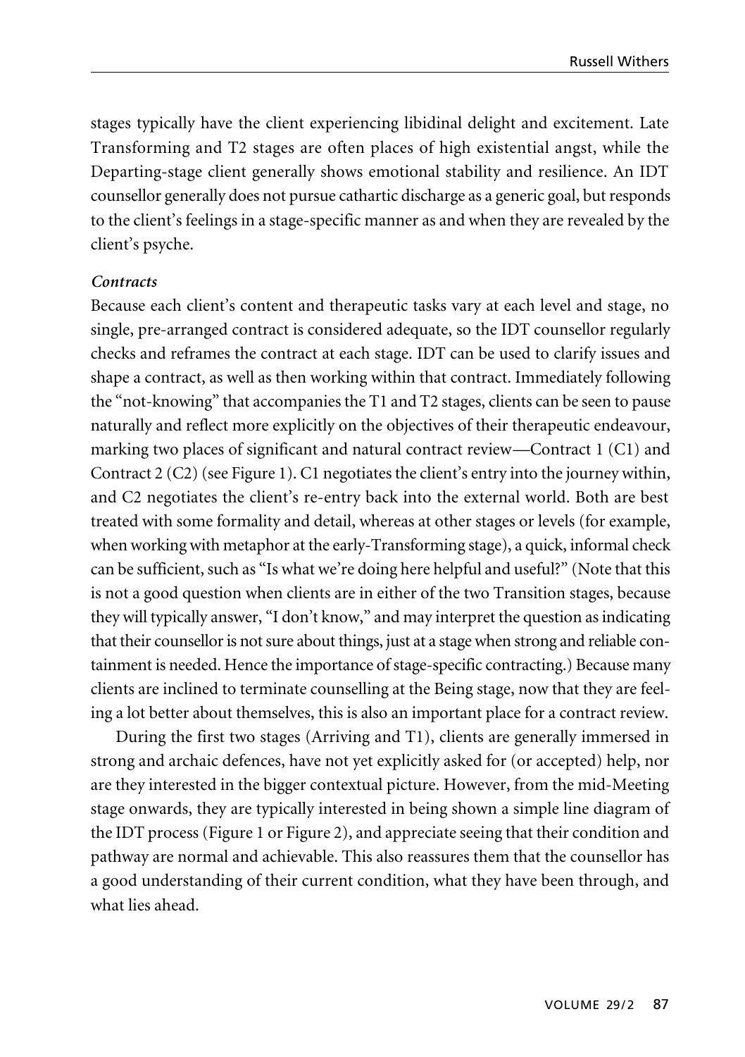stages typically have the client experiencing libidinal delight and excitement. Late Transforming and T2 stages are often places of high existential angst, while the Departing-stage client generally shows emotional stability and resilience. An IDT counsellor generally does not pursue cathartic discharge as a generic goal, but responds to the client's feelings in a stage-specific manner as and when they are revealed by the client's psyche.

### *Contracts*

Because each client's content and therapeutic tasks vary at each level and stage, no single, pre-arranged contract is considered adequate, so the IDT counsellor regularly checks and reframes the contract at each stage. IDT can be used to clarify issues and shape a contract, as well as then working within that contract. Immediately following the "not-knowing" that accompanies the T1 and T2 stages, clients can be seen to pause naturally and reflect more explicitly on the objectives of their therapeutic endeavour, marking two places of significant and natural contract review—Contract 1 (C1) and Contract 2 (C2) (see Figure 1). C1 negotiates the client's entry into the journey within, and C2 negotiates the client's re-entry back into the external world. Both are best treated with some formality and detail, whereas at other stages or levels (for example, when working with metaphor at the early-Transforming stage), a quick, informal check can be sufficient, such as "Is what we're doing here helpful and useful?" (Note that this is not a good question when clients are in either of the two Transition stages, because they will typically answer, "I don't know," and may interpret the question as indicating that their counsellor is not sure about things, just at a stage when strong and reliable containment is needed. Hence the importance of stage-specific contracting.) Because many clients are inclined to terminate counselling at the Being stage, now that they are feeling a lot better about themselves, this is also an important place for a contract review.

During the first two stages (Arriving and T1), clients are generally immersed in strong and archaic defences, have not yet explicitly asked for (or accepted) help, nor are they interested in the bigger contextual picture. However, from the mid-Meeting stage onwards, they are typically interested in being shown a simple line diagram of the IDT process (Figure 1 or Figure 2), and appreciate seeing that their condition and pathway are normal and achievable. This also reassures them that the counsellor has a good understanding of their current condition, what they have been through, and what lies ahead.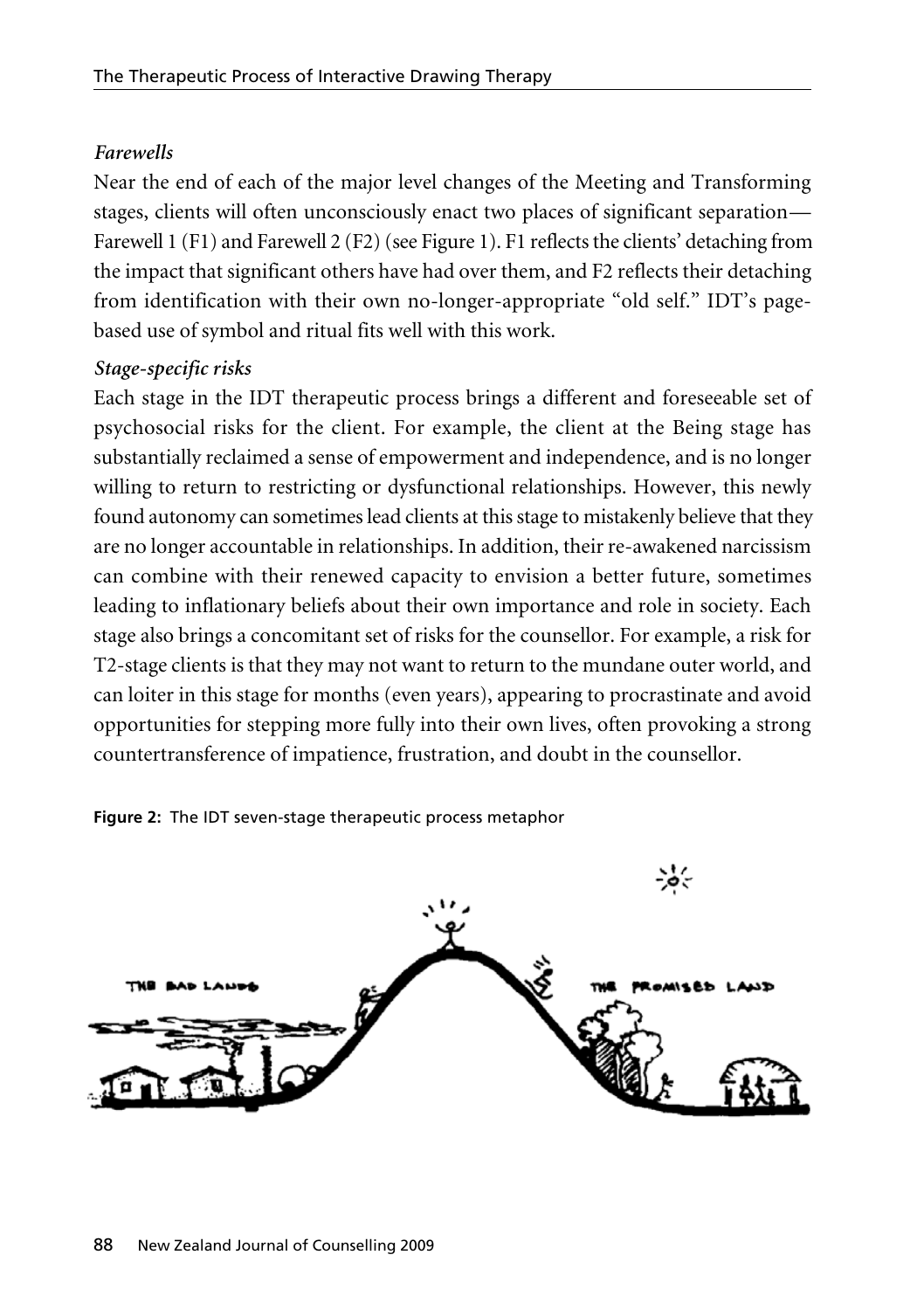*Farewells*

Near the end of each of the major level changes of the Meeting and Transforming stages, clients will often unconsciously enact two places of significant separation—Farewell 1 (F1) and Farewell 2 (F2) (see Figure 1). F1 reflects the clients' detaching from the impact that significant others have had over them, and F2 reflects their detaching from identification with their own no-longer-appropriate "old self." IDT's page-based use of symbol and ritual fits well with this work.

*Stage-specific risks*

Each stage in the IDT therapeutic process brings a different and foreseeable set of psychosocial risks for the client. For example, the client at the Being stage has substantially reclaimed a sense of empowerment and independence, and is no longer willing to return to restricting or dysfunctional relationships. However, this newly found autonomy can sometimes lead clients at this stage to mistakenly believe that they are no longer accountable in relationships. In addition, their re-awakened narcissism can combine with their renewed capacity to envision a better future, sometimes leading to inflationary beliefs about their own importance and role in society. Each stage also brings a concomitant set of risks for the counsellor. For example, a risk for T2-stage clients is that they may not want to return to the mundane outer world, and can loiter in this stage for months (even years), appearing to procrastinate and avoid opportunities for stepping more fully into their own lives, often provoking a strong countertransference of impatience, frustration, and doubt in the counsellor.

**Figure 2:** The IDT seven-stage therapeutic process metaphor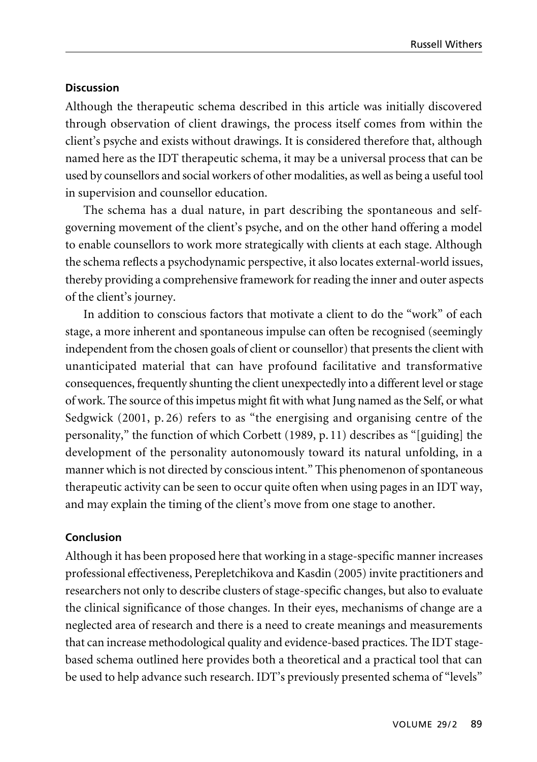### Discussion

Although the therapeutic schema described in this article was initially discovered through observation of client drawings, the process itself comes from within the client's psyche and exists without drawings. It is considered therefore that, although named here as the IDT therapeutic schema, it may be a universal process that can be used by counsellors and social workers of other modalities, as well as being a useful tool in supervision and counsellor education.

The schema has a dual nature, in part describing the spontaneous and self-governing movement of the client's psyche, and on the other hand offering a model to enable counsellors to work more strategically with clients at each stage. Although the schema reflects a psychodynamic perspective, it also locates external-world issues, thereby providing a comprehensive framework for reading the inner and outer aspects of the client's journey.

In addition to conscious factors that motivate a client to do the "work" of each stage, a more inherent and spontaneous impulse can often be recognised (seemingly independent from the chosen goals of client or counsellor) that presents the client with unanticipated material that can have profound facilitative and transformative consequences, frequently shunting the client unexpectedly into a different level or stage of work. The source of this impetus might fit with what Jung named as the Self, or what Sedgwick (2001, p. 26) refers to as "the energising and organising centre of the personality," the function of which Corbett (1989, p. 11) describes as "[guiding] the development of the personality autonomously toward its natural unfolding, in a manner which is not directed by conscious intent." This phenomenon of spontaneous therapeutic activity can be seen to occur quite often when using pages in an IDT way, and may explain the timing of the client's move from one stage to another.

### Conclusion

Although it has been proposed here that working in a stage-specific manner increases professional effectiveness, Perepletchikova and Kasdin (2005) invite practitioners and researchers not only to describe clusters of stage-specific changes, but also to evaluate the clinical significance of those changes. In their eyes, mechanisms of change are a neglected area of research and there is a need to create meanings and measurements that can increase methodological quality and evidence-based practices. The IDT stage-based schema outlined here provides both a theoretical and a practical tool that can be used to help advance such research. IDT's previously presented schema of "levels"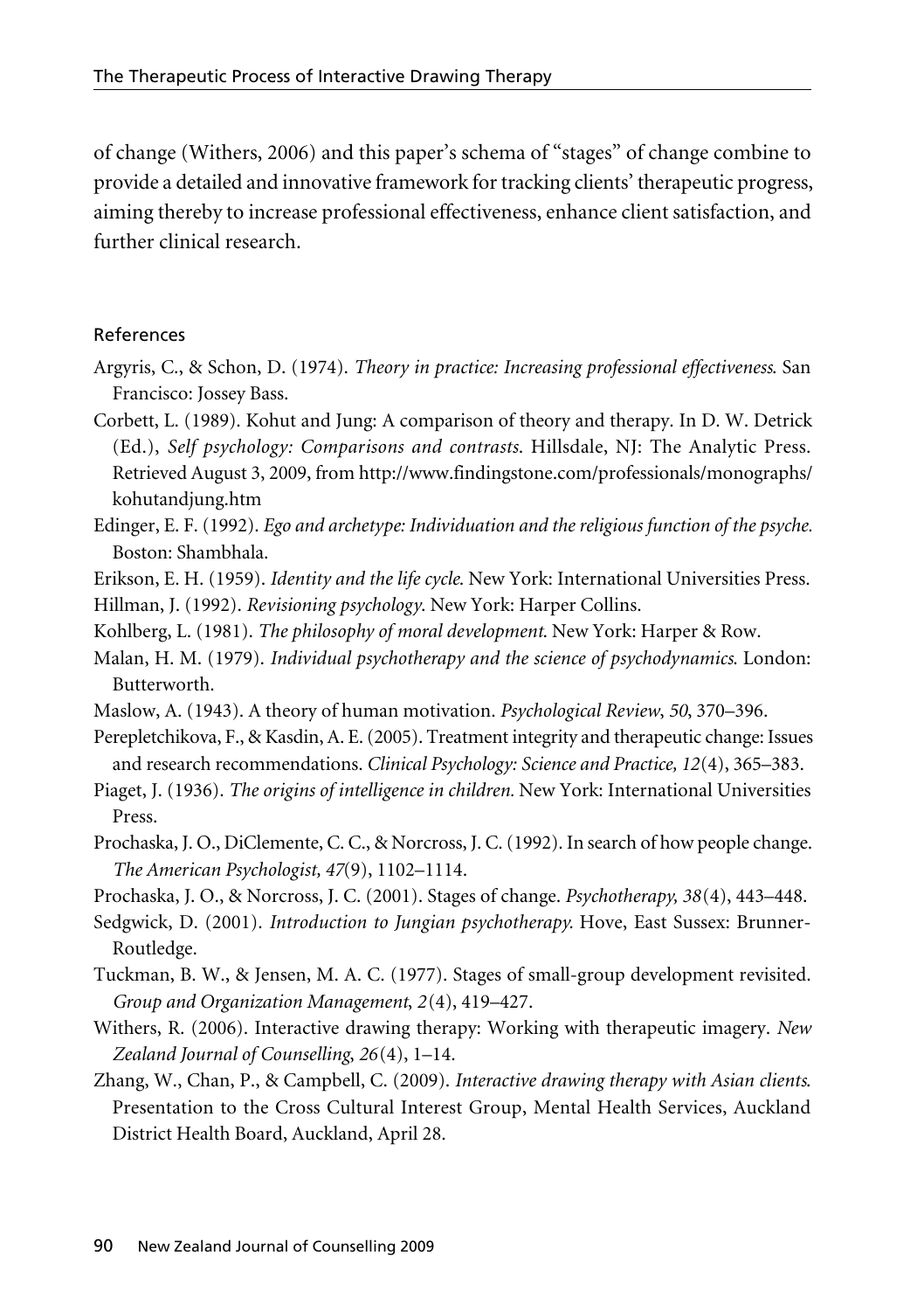of change (Withers, 2006) and this paper's schema of "stages" of change combine to provide a detailed and innovative framework for tracking clients' therapeutic progress, aiming thereby to increase professional effectiveness, enhance client satisfaction, and further clinical research.

## References

Argyris, C., & Schon, D. (1974). *Theory in practice: Increasing professional effectiveness.* San Francisco: Jossey Bass.

Corbett, L. (1989). Kohut and Jung: A comparison of theory and therapy. In D. W. Detrick (Ed.), *Self psychology: Comparisons and contrasts*. Hillsdale, NJ: The Analytic Press. Retrieved August 3, 2009, from http://www.findingstone.com/professionals/monographs/kohutandjung.htm

Edinger, E. F. (1992). *Ego and archetype: Individuation and the religious function of the psyche.* Boston: Shambhala.

Erikson, E. H. (1959). *Identity and the life cycle.* New York: International Universities Press.

Hillman, J. (1992). *Revisioning psychology*. New York: Harper Collins.

Kohlberg, L. (1981). *The philosophy of moral development.* New York: Harper & Row.

Malan, H. M. (1979). *Individual psychotherapy and the science of psychodynamics.* London: Butterworth.

Maslow, A. (1943). A theory of human motivation. *Psychological Review*, *50*, 370–396.

Perepletchikova, F., & Kasdin, A. E. (2005). Treatment integrity and therapeutic change: Issues and research recommendations. *Clinical Psychology: Science and Practice, 12*(4), 365–383.

Piaget, J. (1936). *The origins of intelligence in children.* New York: International Universities Press.

Prochaska, J. O., DiClemente, C. C., & Norcross, J. C. (1992). In search of how people change. *The American Psychologist, 47*(9), 1102–1114.

Prochaska, J. O., & Norcross, J. C. (2001). Stages of change. *Psychotherapy, 38*(4), 443–448.

Sedgwick, D. (2001). *Introduction to Jungian psychotherapy.* Hove, East Sussex: Brunner-Routledge.

Tuckman, B. W., & Jensen, M. A. C. (1977). Stages of small-group development revisited. *Group and Organization Management*, *2*(4), 419–427.

Withers, R. (2006). Interactive drawing therapy: Working with therapeutic imagery. *New Zealand Journal of Counselling*, *26*(4), 1–14.

Zhang, W., Chan, P., & Campbell, C. (2009). *Interactive drawing therapy with Asian clients.* Presentation to the Cross Cultural Interest Group, Mental Health Services, Auckland District Health Board, Auckland, April 28.